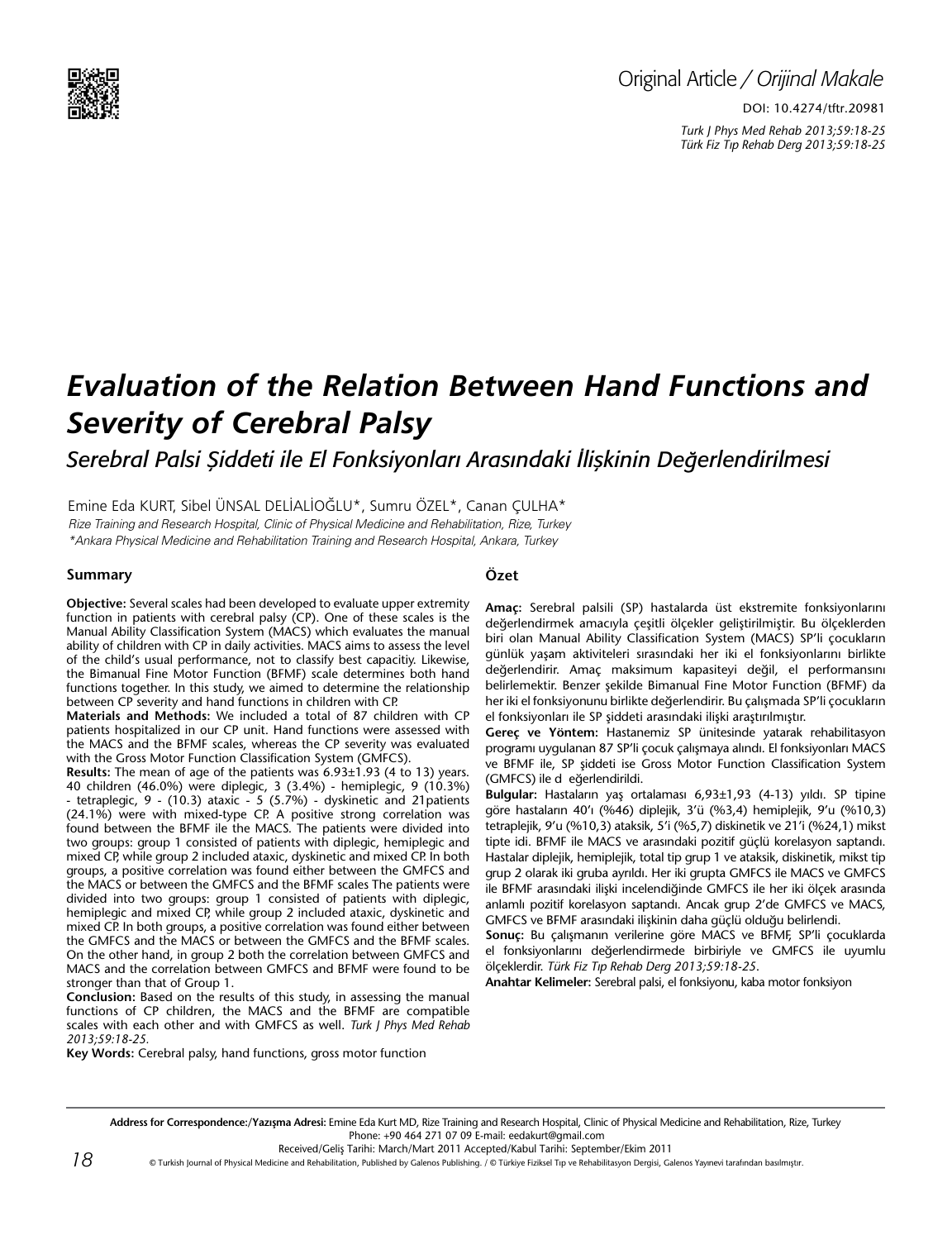Original Article / *Orijinal Makale*

DOI: 10.4274/tftr.20981

# *Evaluation of the Relation Between Hand Functions and Severity of Cerebral Palsy*

## *Serebral Palsi Şiddeti ile El Fonksiyonları Arasındaki İlişkinin Değerlendirilmesi*

Emine Eda KURT, Sibel ÜNSAL DELİALİOĞLU*, Sumru ÖZEL*, Canan ÇULHA*

*Rize Training and Research Hospital, Clinic of Physical Medicine and Rehabilitation, Rize, Turkey*

**Ankara Physical Medicine and Rehabilitation Training and Research Hospital, Ankara, Turkey*

### Summary

**Objective:** Several scales had been developed to evaluate upper extremity function in patients with cerebral palsy (CP). One of these scales is the Manual Ability Classification System (MACS) which evaluates the manual ability of children with CP in daily activities. MACS aims to assess the level of the child's usual performance, not to classify best capacitiy. Likewise, the Bimanual Fine Motor Function (BFMF) scale determines both hand functions together. In this study, we aimed to determine the relationship between CP severity and hand functions in children with CP.

**Materials and Methods:** We included a total of 87 children with CP patients hospitalized in our CP unit. Hand functions were assessed with the MACS and the BFMF scales, whereas the CP severity was evaluated with the Gross Motor Function Classification System (GMFCS).

**Results:** The mean of age of the patients was 6.93±1.93 (4 to 13) years. 40 children (46.0%) were diplegic, 3 (3.4%) - hemiplegic, 9 (10.3%) - tetraplegic, 9 - (10.3) ataxic - 5 (5.7%) - dyskinetic and 21patients (24.1%) were with mixed-type CP. A positive strong correlation was found between the BFMF ile the MACS. The patients were divided into two groups: group 1 consisted of patients with diplegic, hemiplegic and mixed CP, while group 2 included ataxic, dyskinetic and mixed CP. In both groups, a positive correlation was found either between the GMFCS and the MACS or between the GMFCS and the BFMF scales The patients were divided into two groups: group 1 consisted of patients with diplegic, hemiplegic and mixed CP, while group 2 included ataxic, dyskinetic and mixed CP. In both groups, a positive correlation was found either between the GMFCS and the MACS or between the GMFCS and the BFMF scales. On the other hand, in group 2 both the correlation between GMFCS and MACS and the correlation between GMFCS and BFMF were found to be stronger than that of Group 1.

**Conclusion:** Based on the results of this study, in assessing the manual functions of CP children, the MACS and the BFMF are compatible scales with each other and with GMFCS as well. *Turk J Phys Med Rehab 2013;59:18-25.*

**Key Words:** Cerebral palsy, hand functions, gross motor function

### Özet

**Amaç:** Serebral palsili (SP) hastalarda üst ekstremite fonksiyonlarını değerlendirmek amacıyla çeşitli ölçekler geliştirilmiştir. Bu ölçeklerden biri olan Manual Ability Classification System (MACS) SP'li çocukların günlük yaşam aktiviteleri sırasındaki her iki el fonksiyonlarını birlikte değerlendirir. Amaç maksimum kapasiteyi değil, el performansını belirlemektir. Benzer şekilde Bimanual Fine Motor Function (BFMF) da her iki el fonksiyonunu birlikte değerlendirir. Bu çalışmada SP'li çocukların el fonksiyonları ile SP şiddeti arasındaki ilişki araştırılmıştır.

**Gereç ve Yöntem:** Hastanemiz SP ünitesinde yatarak rehabilitasyon programı uygulanan 87 SP'li çocuk çalışmaya alındı. El fonksiyonları MACS ve BFMF ile, SP şiddeti ise Gross Motor Function Classification System (GMFCS) ile d eğerlendirildi.

**Bulgular:** Hastaların yaş ortalaması 6,93±1,93 (4-13) yıldı. SP tipine göre hastaların 40'ı (%46) diplejik, 3'ü (%3,4) hemiplejik, 9'u (%10,3) tetraplejik, 9'u (%10,3) ataksik, 5'i (%5,7) diskinetik ve 21'i (%24,1) mikst tipte idi. BFMF ile MACS ve arasındaki pozitif güçlü korelasyon saptandı. Hastalar diplejik, hemiplejik, total tip grup 1 ve ataksik, diskinetik, mikst tip grup 2 olarak iki gruba ayrıldı. Her iki grupta GMFCS ile MACS ve GMFCS ile BFMF arasındaki ilişki incelendiğinde GMFCS ile her iki ölçek arasında anlamlı pozitif korelasyon saptandı. Ancak grup 2'de GMFCS ve MACS, GMFCS ve BFMF arasındaki ilişkinin daha güçlü olduğu belirlendi.

**Sonuç:** Bu çalışmanın verilerine göre MACS ve BFMF, SP'li çocuklarda el fonksiyonlarını değerlendirmede birbiriyle ve GMFCS ile uyumlu ölçeklerdir. *Türk Fiz Tıp Rehab Derg 2013;59:18-25.*

**Anahtar Kelimeler:** Serebral palsi, el fonksiyonu, kaba motor fonksiyon

---

**Address for Correspondence:/Yazışma Adresi:** Emine Eda Kurt MD, Rize Training and Research Hospital, Clinic of Physical Medicine and Rehabilitation, Rize, Turkey
Phone: +90 464 271 07 09 E-mail: eedakurt@gmail.com

Received/Geliş Tarihi: March/Mart 2011 Accepted/Kabul Tarihi: September/Ekim 2011

© Turkish Journal of Physical Medicine and Rehabilitation, Published by Galenos Publishing. / © Türkiye Fiziksel Tıp ve Rehabilitasyon Dergisi, Galenos Yayınevi tarafından basılmıştır.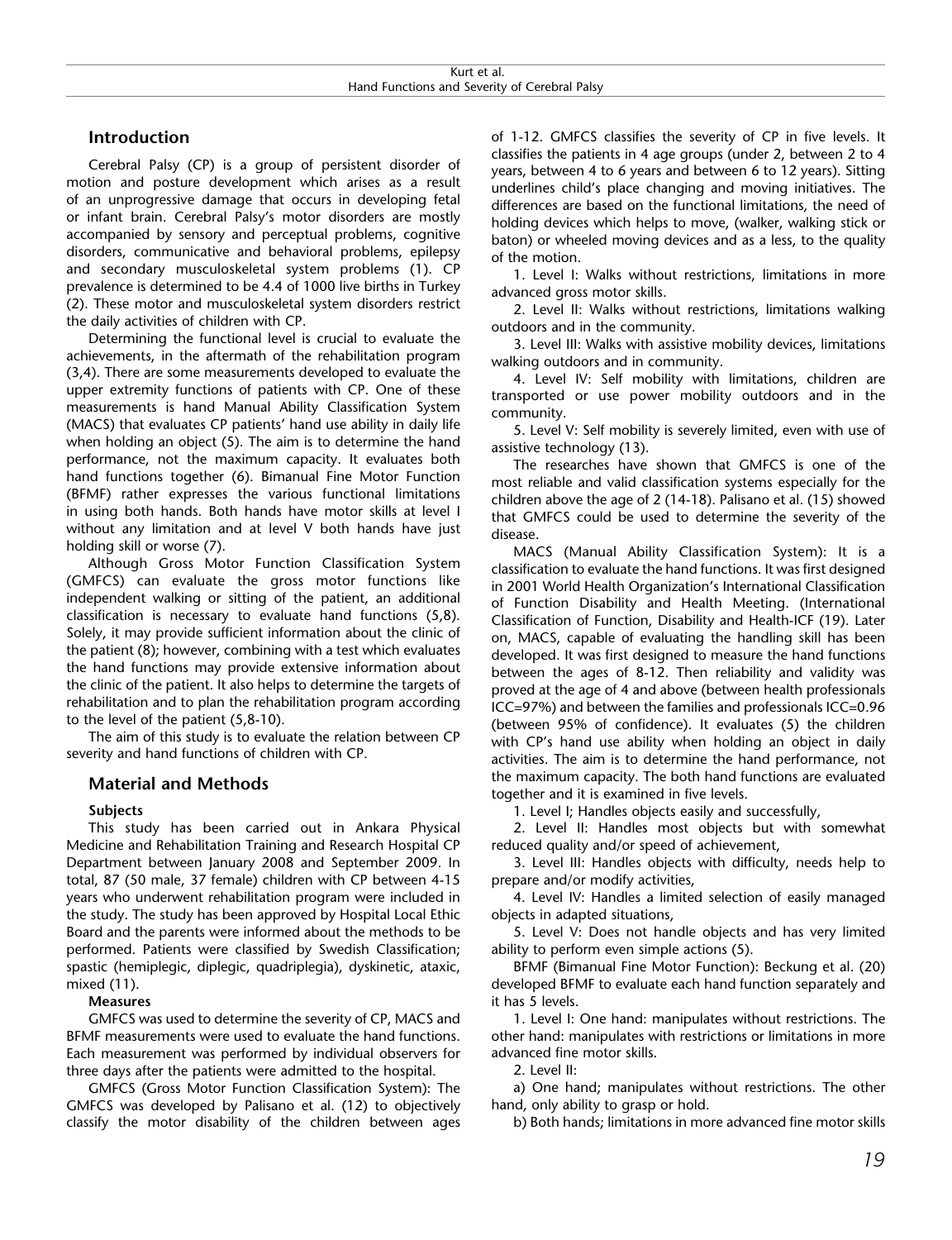## Introduction

Cerebral Palsy (CP) is a group of persistent disorder of motion and posture development which arises as a result of an unprogressive damage that occurs in developing fetal or infant brain. Cerebral Palsy's motor disorders are mostly accompanied by sensory and perceptual problems, cognitive disorders, communicative and behavioral problems, epilepsy and secondary musculoskeletal system problems (1). CP prevalence is determined to be 4.4 of 1000 live births in Turkey (2). These motor and musculoskeletal system disorders restrict the daily activities of children with CP.

Determining the functional level is crucial to evaluate the achievements, in the aftermath of the rehabilitation program (3,4). There are some measurements developed to evaluate the upper extremity functions of patients with CP. One of these measurements is hand Manual Ability Classification System (MACS) that evaluates CP patients' hand use ability in daily life when holding an object (5). The aim is to determine the hand performance, not the maximum capacity. It evaluates both hand functions together (6). Bimanual Fine Motor Function (BFMF) rather expresses the various functional limitations in using both hands. Both hands have motor skills at level I without any limitation and at level V both hands have just holding skill or worse (7).

Although Gross Motor Function Classification System (GMFCS) can evaluate the gross motor functions like independent walking or sitting of the patient, an additional classification is necessary to evaluate hand functions (5,8). Solely, it may provide sufficient information about the clinic of the patient (8); however, combining with a test which evaluates the hand functions may provide extensive information about the clinic of the patient. It also helps to determine the targets of rehabilitation and to plan the rehabilitation program according to the level of the patient (5,8-10).

The aim of this study is to evaluate the relation between CP severity and hand functions of children with CP.

## Material and Methods

### Subjects

This study has been carried out in Ankara Physical Medicine and Rehabilitation Training and Research Hospital CP Department between January 2008 and September 2009. In total, 87 (50 male, 37 female) children with CP between 4-15 years who underwent rehabilitation program were included in the study. The study has been approved by Hospital Local Ethic Board and the parents were informed about the methods to be performed. Patients were classified by Swedish Classification; spastic (hemiplegic, diplegic, quadriplegia), dyskinetic, ataxic, mixed (11).

### Measures

GMFCS was used to determine the severity of CP, MACS and BFMF measurements were used to evaluate the hand functions. Each measurement was performed by individual observers for three days after the patients were admitted to the hospital.

GMFCS (Gross Motor Function Classification System): The GMFCS was developed by Palisano et al. (12) to objectively classify the motor disability of the children between ages of 1-12. GMFCS classifies the severity of CP in five levels. It classifies the patients in 4 age groups (under 2, between 2 to 4 years, between 4 to 6 years and between 6 to 12 years). Sitting underlines child's place changing and moving initiatives. The differences are based on the functional limitations, the need of holding devices which helps to move, (walker, walking stick or baton) or wheeled moving devices and as a less, to the quality of the motion.

1. Level I: Walks without restrictions, limitations in more advanced gross motor skills.
2. Level II: Walks without restrictions, limitations walking outdoors and in the community.
3. Level III: Walks with assistive mobility devices, limitations walking outdoors and in community.
4. Level IV: Self mobility with limitations, children are transported or use power mobility outdoors and in the community.
5. Level V: Self mobility is severely limited, even with use of assistive technology (13).

The researches have shown that GMFCS is one of the most reliable and valid classification systems especially for the children above the age of 2 (14-18). Palisano et al. (15) showed that GMFCS could be used to determine the severity of the disease.

MACS (Manual Ability Classification System): It is a classification to evaluate the hand functions. It was first designed in 2001 World Health Organization's International Classification of Function Disability and Health Meeting. (International Classification of Function, Disability and Health-ICF (19). Later on, MACS, capable of evaluating the handling skill has been developed. It was first designed to measure the hand functions between the ages of 8-12. Then reliability and validity was proved at the age of 4 and above (between health professionals ICC=97%) and between the families and professionals ICC=0.96 (between 95% of confidence). It evaluates (5) the children with CP's hand use ability when holding an object in daily activities. The aim is to determine the hand performance, not the maximum capacity. The both hand functions are evaluated together and it is examined in five levels.

1. Level I; Handles objects easily and successfully,
2. Level II: Handles most objects but with somewhat reduced quality and/or speed of achievement,
3. Level III: Handles objects with difficulty, needs help to prepare and/or modify activities,
4. Level IV: Handles a limited selection of easily managed objects in adapted situations,
5. Level V: Does not handle objects and has very limited ability to perform even simple actions (5).

BFMF (Bimanual Fine Motor Function): Beckung et al. (20) developed BFMF to evaluate each hand function separately and it has 5 levels.

1. Level I: One hand: manipulates without restrictions. The other hand: manipulates with restrictions or limitations in more advanced fine motor skills.
2. Level II:

a) One hand; manipulates without restrictions. The other hand, only ability to grasp or hold.

b) Both hands; limitations in more advanced fine motor skills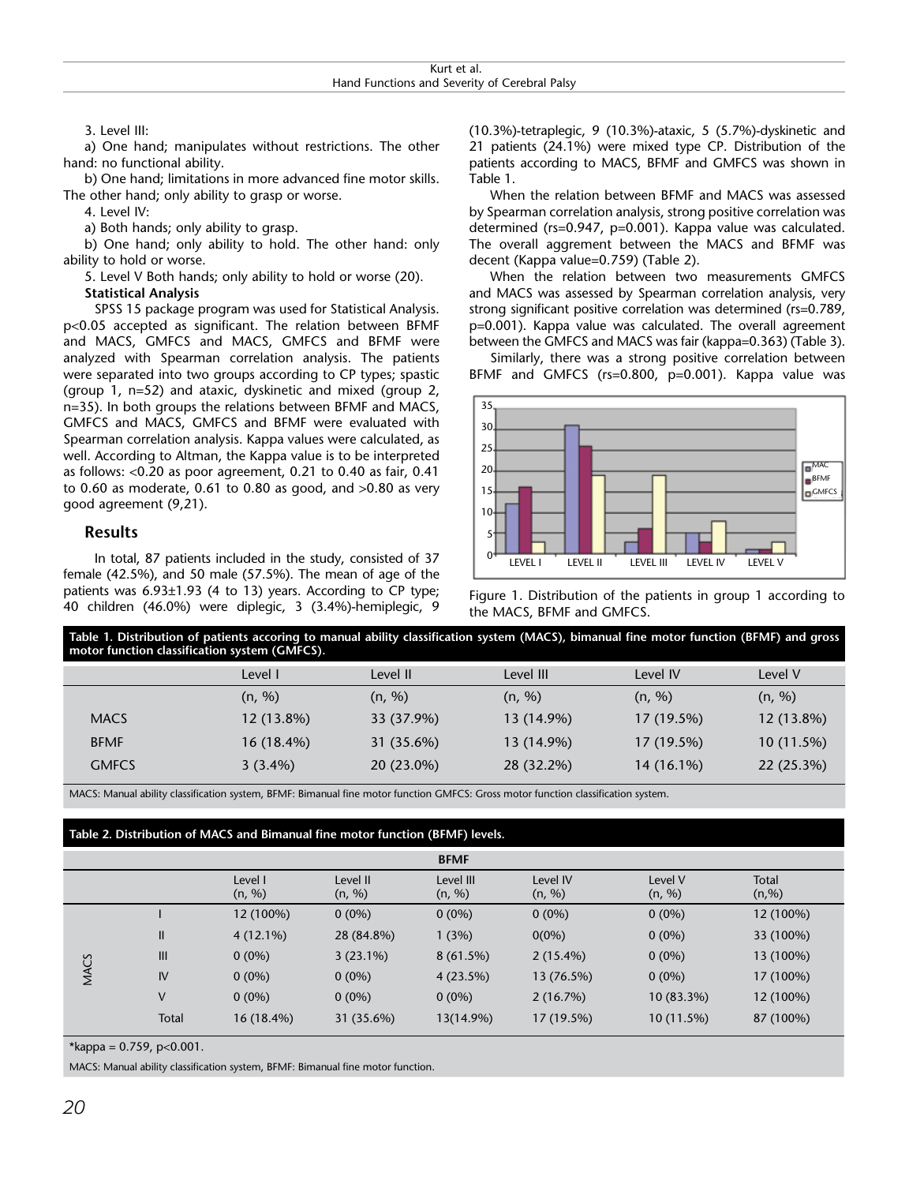3. Level III:

a) One hand; manipulates without restrictions. The other hand: no functional ability.

b) One hand; limitations in more advanced fine motor skills. The other hand; only ability to grasp or worse.

4. Level IV:

a) Both hands; only ability to grasp.

b) One hand; only ability to hold. The other hand: only ability to hold or worse.

5. Level V Both hands; only ability to hold or worse (20).

**Statistical Analysis**

SPSS 15 package program was used for Statistical Analysis. p<0.05 accepted as significant. The relation between BFMF and MACS, GMFCS and MACS, GMFCS and BFMF were analyzed with Spearman correlation analysis. The patients were separated into two groups according to CP types; spastic (group 1, n=52) and ataxic, dyskinetic and mixed (group 2, n=35). In both groups the relations between BFMF and MACS, GMFCS and MACS, GMFCS and BFMF were evaluated with Spearman correlation analysis. Kappa values were calculated, as well. According to Altman, the Kappa value is to be interpreted as follows: <0.20 as poor agreement, 0.21 to 0.40 as fair, 0.41 to 0.60 as moderate, 0.61 to 0.80 as good, and >0.80 as very good agreement (9,21).

## Results

In total, 87 patients included in the study, consisted of 37 female (42.5%), and 50 male (57.5%). The mean of age of the patients was 6.93±1.93 (4 to 13) years. According to CP type; 40 children (46.0%) were diplegic, 3 (3.4%)-hemiplegic, 9 (10.3%)-tetraplegic, 9 (10.3%)-ataxic, 5 (5.7%)-dyskinetic and 21 patients (24.1%) were mixed type CP. Distribution of the patients according to MACS, BFMF and GMFCS was shown in Table 1.

When the relation between BFMF and MACS was assessed by Spearman correlation analysis, strong positive correlation was determined (rs=0.947, p=0.001). Kappa value was calculated. The overall aggrement between the MACS and BFMF was decent (Kappa value=0.759) (Table 2).

When the relation between two measurements GMFCS and MACS was assessed by Spearman correlation analysis, very strong significant positive correlation was determined (rs=0.789, p=0.001). Kappa value was calculated. The overall agreement between the GMFCS and MACS was fair (kappa=0.363) (Table 3).

Similarly, there was a strong positive correlation between BFMF and GMFCS (rs=0.800, p=0.001). Kappa value was

Figure 1. Distribution of the patients in group 1 according to the MACS, BFMF and GMFCS.

**Table 1. Distribution of patients accoring to manual ability classification system (MACS), bimanual fine motor function (BFMF) and gross motor function classification system (GMFCS).**

| | Level I | Level II | Level III | Level IV | Level V |
|---|---|---|---|---|---|
| | (n, %) | (n, %) | (n, %) | (n, %) | (n, %) |
| MACS | 12 (13.8%) | 33 (37.9%) | 13 (14.9%) | 17 (19.5%) | 12 (13.8%) |
| BFMF | 16 (18.4%) | 31 (35.6%) | 13 (14.9%) | 17 (19.5%) | 10 (11.5%) |
| GMFCS | 3 (3.4%) | 20 (23.0%) | 28 (32.2%) | 14 (16.1%) | 22 (25.3%) |

MACS: Manual ability classification system, BFMF: Bimanual fine motor function GMFCS: Gross motor function classification system.

**Table 2. Distribution of MACS and Bimanual fine motor function (BFMF) levels.**

| | | BFMF | | | | | |
|---|---|---|---|---|---|---|---|
| | | Level I (n, %) | Level II (n, %) | Level III (n, %) | Level IV (n, %) | Level V (n, %) | Total (n,%) |
| MACS | I | 12 (100%) | 0 (0%) | 0 (0%) | 0 (0%) | 0 (0%) | 12 (100%) |
| | II | 4 (12.1%) | 28 (84.8%) | 1 (3%) | 0(0%) | 0 (0%) | 33 (100%) |
| | III | 0 (0%) | 3 (23.1%) | 8 (61.5%) | 2 (15.4%) | 0 (0%) | 13 (100%) |
| | IV | 0 (0%) | 0 (0%) | 4 (23.5%) | 13 (76.5%) | 0 (0%) | 17 (100%) |
| | V | 0 (0%) | 0 (0%) | 0 (0%) | 2 (16.7%) | 10 (83.3%) | 12 (100%) |
| | Total | 16 (18.4%) | 31 (35.6%) | 13(14.9%) | 17 (19.5%) | 10 (11.5%) | 87 (100%) |

*kappa = 0.759, p<0.001.

MACS: Manual ability classification system, BFMF: Bimanual fine motor function.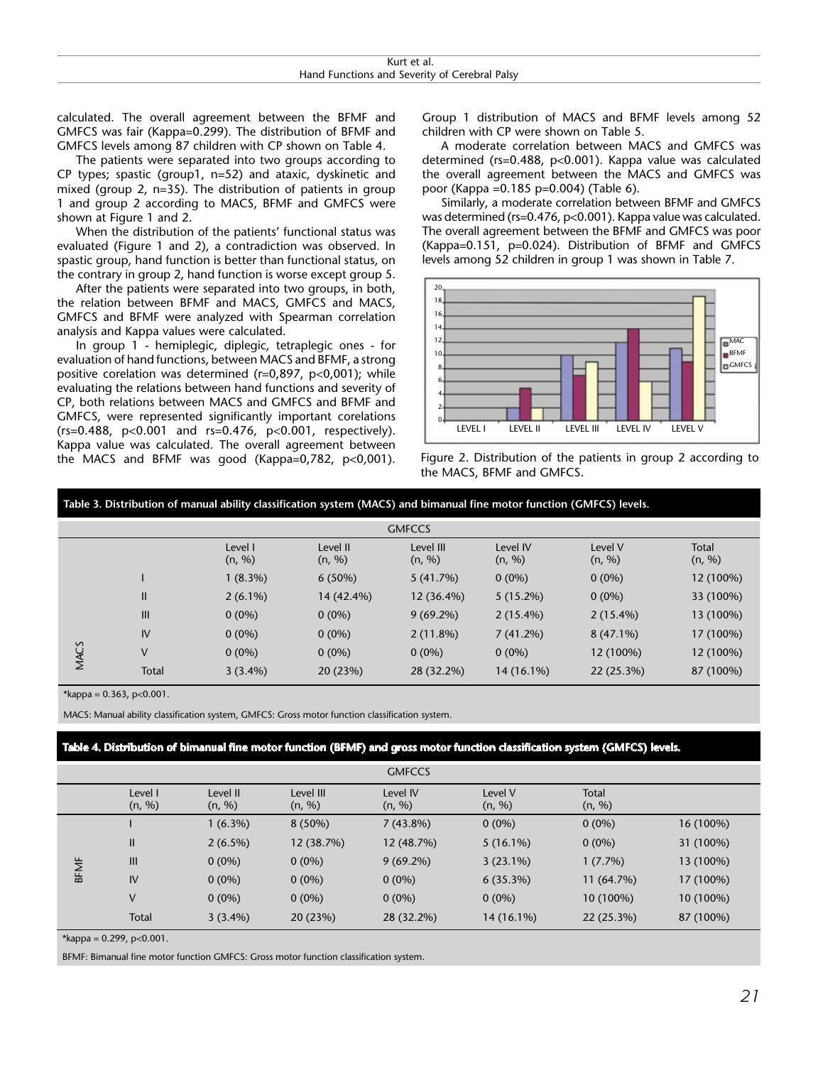calculated. The overall agreement between the BFMF and GMFCS was fair (Kappa=0.299). The distribution of BFMF and GMFCS levels among 87 children with CP shown on Table 4.

The patients were separated into two groups according to CP types; spastic (group1, n=52) and ataxic, dyskinetic and mixed (group 2, n=35). The distribution of patients in group 1 and group 2 according to MACS, BFMF and GMFCS were shown at Figure 1 and 2.

When the distribution of the patients' functional status was evaluated (Figure 1 and 2), a contradiction was observed. In spastic group, hand function is better than functional status, on the contrary in group 2, hand function is worse except group 5.

After the patients were separated into two groups, in both, the relation between BFMF and MACS, GMFCS and MACS, GMFCS and BFMF were analyzed with Spearman correlation analysis and Kappa values were calculated.

In group 1 - hemiplegic, diplegic, tetraplegic ones - for evaluation of hand functions, between MACS and BFMF, a strong positive corelation was determined (r=0,897, p<0,001); while evaluating the relations between hand functions and severity of CP, both relations between MACS and GMFCS and BFMF and GMFCS, were represented significantly important corelations (rs=0.488, p<0.001 and rs=0.476, p<0.001, respectively). Kappa value was calculated. The overall agreement between the MACS and BFMF was good (Kappa=0,782, p<0,001). Group 1 distribution of MACS and BFMF levels among 52 children with CP were shown on Table 5.

A moderate correlation between MACS and GMFCS was determined (rs=0.488, p<0.001). Kappa value was calculated the overall agreement between the MACS and GMFCS was poor (Kappa =0.185 p=0.004) (Table 6).

Similarly, a moderate correlation between BFMF and GMFCS was determined (rs=0.476, p<0.001). Kappa value was calculated. The overall agreement between the BFMF and GMFCS was poor (Kappa=0.151, p=0.024). Distribution of BFMF and GMFCS levels among 52 children in group 1 was shown in Table 7.

Figure 2. Distribution of the patients in group 2 according to the MACS, BFMF and GMFCS.

**Table 3. Distribution of manual ability classification system (MACS) and bimanual fine motor function (GMFCS) levels.**

| | | GMFCCS | | | | | |
|---|---|---|---|---|---|---|---|
| | | Level I (n, %) | Level II (n, %) | Level III (n, %) | Level IV (n, %) | Level V (n, %) | Total (n, %) |
| MACS | I | 1 (8.3%) | 6 (50%) | 5 (41.7%) | 0 (0%) | 0 (0%) | 12 (100%) |
| | II | 2 (6.1%) | 14 (42.4%) | 12 (36.4%) | 5 (15.2%) | 0 (0%) | 33 (100%) |
| | III | 0 (0%) | 0 (0%) | 9 (69.2%) | 2 (15.4%) | 2 (15.4%) | 13 (100%) |
| | IV | 0 (0%) | 0 (0%) | 2 (11.8%) | 7 (41.2%) | 8 (47.1%) | 17 (100%) |
| | V | 0 (0%) | 0 (0%) | 0 (0%) | 0 (0%) | 12 (100%) | 12 (100%) |
| | Total | 3 (3.4%) | 20 (23%) | 28 (32.2%) | 14 (16.1%) | 22 (25.3%) | 87 (100%) |

*kappa = 0.363, p<0.001.

MACS: Manual ability classification system, GMFCS: Gross motor function classification system.

**Table 4. Distribution of bimanual fine motor function (BFMF) and gross motor function classification system (GMFCS) levels.**

| | GMFCCS | | | | | | |
|---|---|---|---|---|---|---|---|
| | Level I (n, %) | Level II (n, %) | Level III (n, %) | Level IV (n, %) | Level V (n, %) | Total (n, %) | |
| BFMF | I | 1 (6.3%) | 8 (50%) | 7 (43.8%) | 0 (0%) | 0 (0%) | 16 (100%) |
| | II | 2 (6.5%) | 12 (38.7%) | 12 (48.7%) | 5 (16.1%) | 0 (0%) | 31 (100%) |
| | III | 0 (0%) | 0 (0%) | 9 (69.2%) | 3 (23.1%) | 1 (7.7%) | 13 (100%) |
| | IV | 0 (0%) | 0 (0%) | 0 (0%) | 6 (35.3%) | 11 (64.7%) | 17 (100%) |
| | V | 0 (0%) | 0 (0%) | 0 (0%) | 0 (0%) | 10 (100%) | 10 (100%) |
| | Total | 3 (3.4%) | 20 (23%) | 28 (32.2%) | 14 (16.1%) | 22 (25.3%) | 87 (100%) |

*kappa = 0.299, p<0.001.

BFMF: Bimanual fine motor function GMFCS: Gross motor function classification system.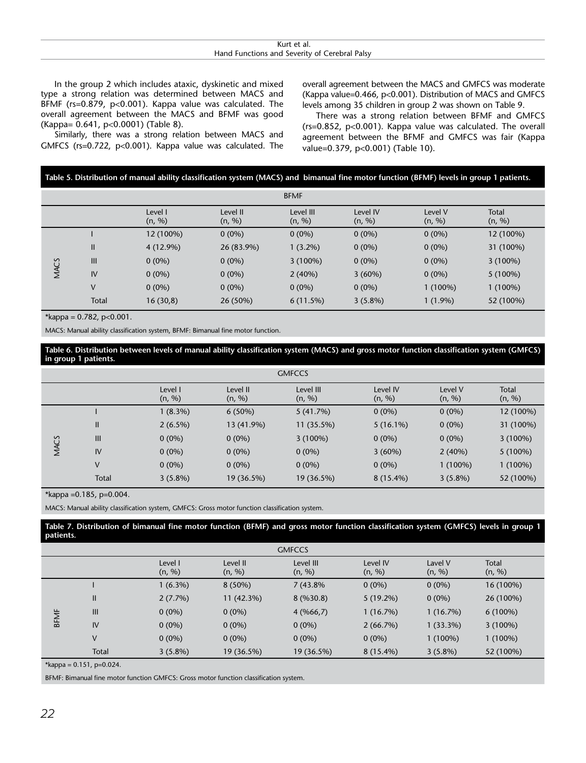In the group 2 which includes ataxic, dyskinetic and mixed type a strong relation was determined between MACS and BFMF (rs=0.879, p<0.001). Kappa value was calculated. The overall agreement between the MACS and BFMF was good (Kappa= 0.641, p<0.0001) (Table 8).

Similarly, there was a strong relation between MACS and GMFCS (rs=0.722, p<0.001). Kappa value was calculated. The overall agreement between the MACS and GMFCS was moderate (Kappa value=0.466, p<0.001). Distribution of MACS and GMFCS levels among 35 children in group 2 was shown on Table 9.

There was a strong relation between BFMF and GMFCS (rs=0.852, p<0.001). Kappa value was calculated. The overall agreement between the BFMF and GMFCS was fair (Kappa value=0.379, p<0.001) (Table 10).

**Table 5. Distribution of manual ability classification system (MACS) and bimanual fine motor function (BFMF) levels in group 1 patients.**

| | | BFMF | | | | | |
|---|---|---|---|---|---|---|---|
| | | Level I (n, %) | Level II (n, %) | Level III (n, %) | Level IV (n, %) | Level V (n, %) | Total (n, %) |
| MACS | I | 12 (100%) | 0 (0%) | 0 (0%) | 0 (0%) | 0 (0%) | 12 (100%) |
| | II | 4 (12.9%) | 26 (83.9%) | 1 (3.2%) | 0 (0%) | 0 (0%) | 31 (100%) |
| | III | 0 (0%) | 0 (0%) | 3 (100%) | 0 (0%) | 0 (0%) | 3 (100%) |
| | IV | 0 (0%) | 0 (0%) | 2 (40%) | 3 (60%) | 0 (0%) | 5 (100%) |
| | V | 0 (0%) | 0 (0%) | 0 (0%) | 0 (0%) | 1 (100%) | 1 (100%) |
| | Total | 16 (30,8) | 26 (50%) | 6 (11.5%) | 3 (5.8%) | 1 (1.9%) | 52 (100%) |

*kappa = 0.782, p<0.001.

MACS: Manual ability classification system, BFMF: Bimanual fine motor function.

**Table 6. Distribution between levels of manual ability classification system (MACS) and gross motor function classification system (GMFCS) in group 1 patients.**

| | | GMFCCS | | | | | |
|---|---|---|---|---|---|---|---|
| | | Level I (n, %) | Level II (n, %) | Level III (n, %) | Level IV (n, %) | Level V (n, %) | Total (n, %) |
| MACS | I | 1 (8.3%) | 6 (50%) | 5 (41.7%) | 0 (0%) | 0 (0%) | 12 (100%) |
| | II | 2 (6.5%) | 13 (41.9%) | 11 (35.5%) | 5 (16.1%) | 0 (0%) | 31 (100%) |
| | III | 0 (0%) | 0 (0%) | 3 (100%) | 0 (0%) | 0 (0%) | 3 (100%) |
| | IV | 0 (0%) | 0 (0%) | 0 (0%) | 3 (60%) | 2 (40%) | 5 (100%) |
| | V | 0 (0%) | 0 (0%) | 0 (0%) | 0 (0%) | 1 (100%) | 1 (100%) |
| | Total | 3 (5.8%) | 19 (36.5%) | 19 (36.5%) | 8 (15.4%) | 3 (5.8%) | 52 (100%) |

*kappa =0.185, p=0.004.

MACS: Manual ability classification system, GMFCS: Gross motor function classification system.

**Table 7. Distribution of bimanual fine motor function (BFMF) and gross motor function classification system (GMFCS) levels in group 1 patients.**

| | | GMFCCS | | | | | |
|---|---|---|---|---|---|---|---|
| | | Level I (n, %) | Level II (n, %) | Level III (n, %) | Level IV (n, %) | Lavel V (n, %) | Total (n, %) |
| BFMF | I | 1 (6.3%) | 8 (50%) | 7 (43.8% | 0 (0%) | 0 (0%) | 16 (100%) |
| | II | 2 (7.7%) | 11 (42.3%) | 8 (%30.8) | 5 (19.2%) | 0 (0%) | 26 (100%) |
| | III | 0 (0%) | 0 (0%) | 4 (%66,7) | 1 (16.7%) | 1 (16.7%) | 6 (100%) |
| | IV | 0 (0%) | 0 (0%) | 0 (0%) | 2 (66.7%) | 1 (33.3%) | 3 (100%) |
| | V | 0 (0%) | 0 (0%) | 0 (0%) | 0 (0%) | 1 (100%) | 1 (100%) |
| | Total | 3 (5.8%) | 19 (36.5%) | 19 (36.5%) | 8 (15.4%) | 3 (5.8%) | 52 (100%) |

*kappa = 0.151, p=0.024.

BFMF: Bimanual fine motor function GMFCS: Gross motor function classification system.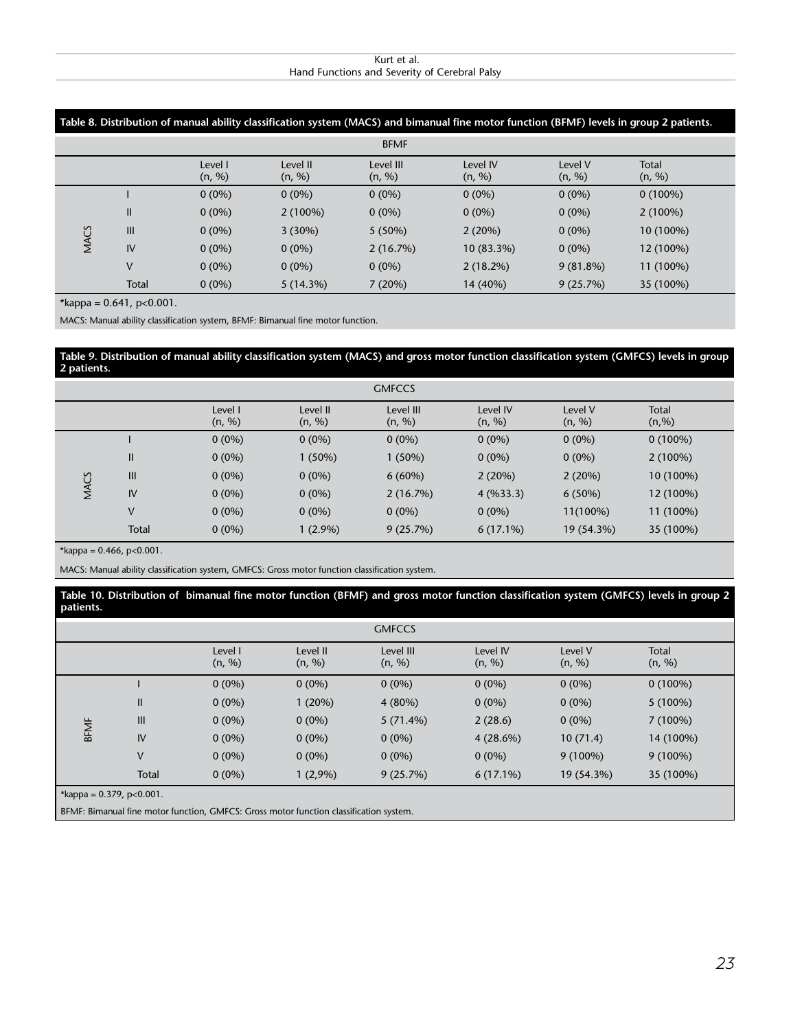**Table 8. Distribution of manual ability classification system (MACS) and bimanual fine motor function (BFMF) levels in group 2 patients.**

| | | BFMF | | | | | |
|---|---|---|---|---|---|---|---|
| | | Level I (n, %) | Level II (n, %) | Level III (n, %) | Level IV (n, %) | Level V (n, %) | Total (n, %) |
| MACS | I | 0 (0%) | 0 (0%) | 0 (0%) | 0 (0%) | 0 (0%) | 0 (100%) |
| | II | 0 (0%) | 2 (100%) | 0 (0%) | 0 (0%) | 0 (0%) | 2 (100%) |
| | III | 0 (0%) | 3 (30%) | 5 (50%) | 2 (20%) | 0 (0%) | 10 (100%) |
| | IV | 0 (0%) | 0 (0%) | 2 (16.7%) | 10 (83.3%) | 0 (0%) | 12 (100%) |
| | V | 0 (0%) | 0 (0%) | 0 (0%) | 2 (18.2%) | 9 (81.8%) | 11 (100%) |
| | Total | 0 (0%) | 5 (14.3%) | 7 (20%) | 14 (40%) | 9 (25.7%) | 35 (100%) |

*kappa = 0.641, p<0.001.

MACS: Manual ability classification system, BFMF: Bimanual fine motor function.

**Table 9. Distribution of manual ability classification system (MACS) and gross motor function classification system (GMFCS) levels in group 2 patients.**

| | | GMFCCS | | | | | |
|---|---|---|---|---|---|---|---|
| | | Level I (n, %) | Level II (n, %) | Level III (n, %) | Level IV (n, %) | Level V (n, %) | Total (n,%) |
| MACS | I | 0 (0%) | 0 (0%) | 0 (0%) | 0 (0%) | 0 (0%) | 0 (100%) |
| | II | 0 (0%) | 1 (50%) | 1 (50%) | 0 (0%) | 0 (0%) | 2 (100%) |
| | III | 0 (0%) | 0 (0%) | 6 (60%) | 2 (20%) | 2 (20%) | 10 (100%) |
| | IV | 0 (0%) | 0 (0%) | 2 (16.7%) | 4 (%33.3) | 6 (50%) | 12 (100%) |
| | V | 0 (0%) | 0 (0%) | 0 (0%) | 0 (0%) | 11(100%) | 11 (100%) |
| | Total | 0 (0%) | 1 (2.9%) | 9 (25.7%) | 6 (17.1%) | 19 (54.3%) | 35 (100%) |

*kappa = 0.466, p<0.001.

MACS: Manual ability classification system, GMFCS: Gross motor function classification system.

**Table 10. Distribution of bimanual fine motor function (BFMF) and gross motor function classification system (GMFCS) levels in group 2 patients.**

| | | GMFCCS | | | | | |
|---|---|---|---|---|---|---|---|
| | | Level I (n, %) | Level II (n, %) | Level III (n, %) | Level IV (n, %) | Level V (n, %) | Total (n, %) |
| BFMF | I | 0 (0%) | 0 (0%) | 0 (0%) | 0 (0%) | 0 (0%) | 0 (100%) |
| | II | 0 (0%) | 1 (20%) | 4 (80%) | 0 (0%) | 0 (0%) | 5 (100%) |
| | III | 0 (0%) | 0 (0%) | 5 (71.4%) | 2 (28.6) | 0 (0%) | 7 (100%) |
| | IV | 0 (0%) | 0 (0%) | 0 (0%) | 4 (28.6%) | 10 (71.4) | 14 (100%) |
| | V | 0 (0%) | 0 (0%) | 0 (0%) | 0 (0%) | 9 (100%) | 9 (100%) |
| | Total | 0 (0%) | 1 (2,9%) | 9 (25.7%) | 6 (17.1%) | 19 (54.3%) | 35 (100%) |

*kappa = 0.379, p<0.001.

BFMF: Bimanual fine motor function, GMFCS: Gross motor function classification system.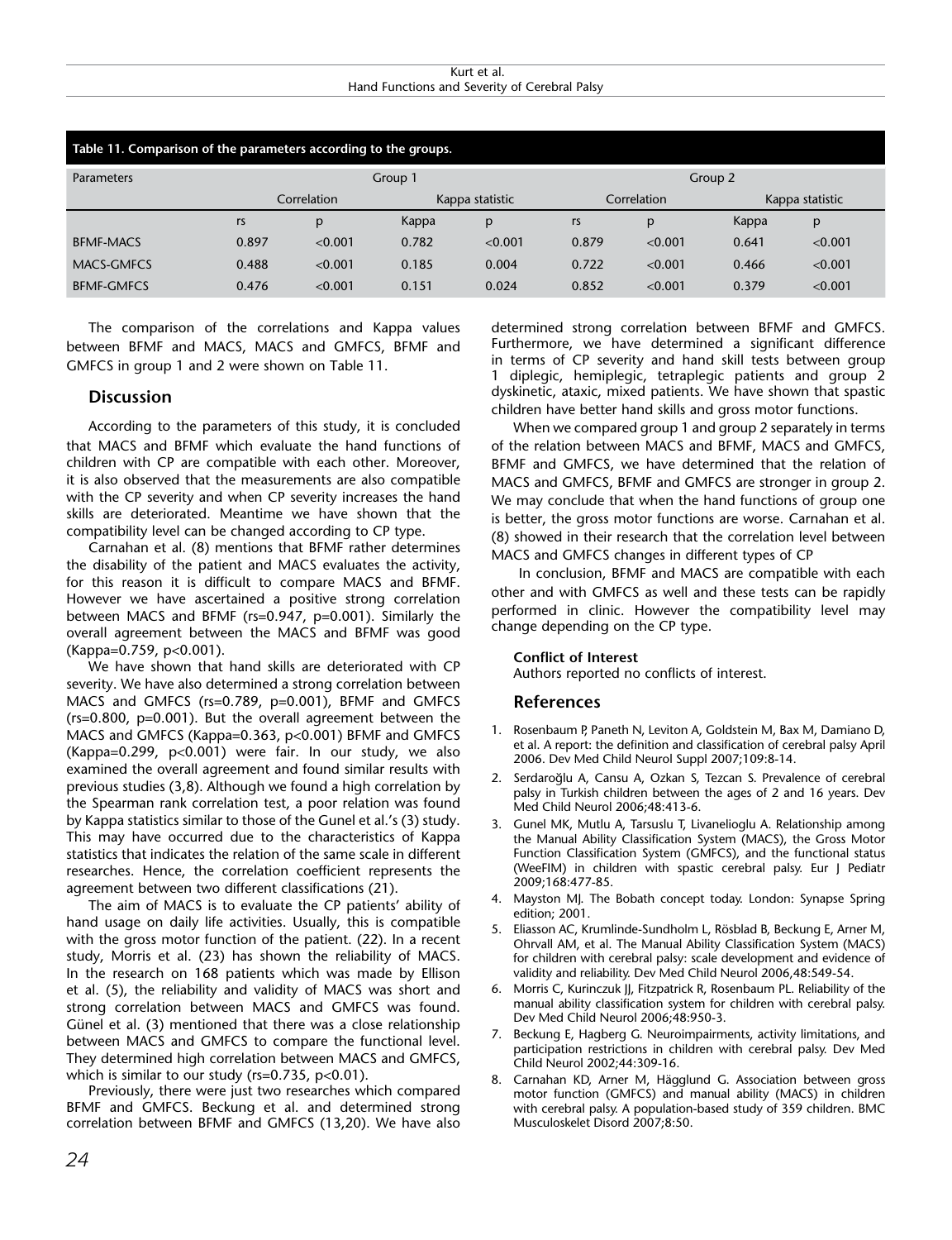**Table 11. Comparison of the parameters according to the groups.**

| Parameters | Group 1 | | | | Group 2 | | | |
|---|---|---|---|---|---|---|---|---|
| | Correlation | | Kappa statistic | | Correlation | | Kappa statistic | |
| | rs | p | Kappa | p | rs | p | Kappa | p |
| BFMF-MACS | 0.897 | <0.001 | 0.782 | <0.001 | 0.879 | <0.001 | 0.641 | <0.001 |
| MACS-GMFCS | 0.488 | <0.001 | 0.185 | 0.004 | 0.722 | <0.001 | 0.466 | <0.001 |
| BFMF-GMFCS | 0.476 | <0.001 | 0.151 | 0.024 | 0.852 | <0.001 | 0.379 | <0.001 |

The comparison of the correlations and Kappa values between BFMF and MACS, MACS and GMFCS, BFMF and GMFCS in group 1 and 2 were shown on Table 11.

## Discussion

According to the parameters of this study, it is concluded that MACS and BFMF which evaluate the hand functions of children with CP are compatible with each other. Moreover, it is also observed that the measurements are also compatible with the CP severity and when CP severity increases the hand skills are deteriorated. Meantime we have shown that the compatibility level can be changed according to CP type.

Carnahan et al. (8) mentions that BFMF rather determines the disability of the patient and MACS evaluates the activity, for this reason it is difficult to compare MACS and BFMF. However we have ascertained a positive strong correlation between MACS and BFMF (rs=0.947, p=0.001). Similarly the overall agreement between the MACS and BFMF was good (Kappa=0.759, p<0.001).

We have shown that hand skills are deteriorated with CP severity. We have also determined a strong correlation between MACS and GMFCS (rs=0.789, p=0.001), BFMF and GMFCS (rs=0.800, p=0.001). But the overall agreement between the MACS and GMFCS (Kappa=0.363, p<0.001) BFMF and GMFCS (Kappa=0.299, p<0.001) were fair. In our study, we also examined the overall agreement and found similar results with previous studies (3,8). Although we found a high correlation by the Spearman rank correlation test, a poor relation was found by Kappa statistics similar to those of the Gunel et al.'s (3) study. This may have occurred due to the characteristics of Kappa statistics that indicates the relation of the same scale in different researches. Hence, the correlation coefficient represents the agreement between two different classifications (21).

The aim of MACS is to evaluate the CP patients' ability of hand usage on daily life activities. Usually, this is compatible with the gross motor function of the patient. (22). In a recent study, Morris et al. (23) has shown the reliability of MACS. In the research on 168 patients which was made by Ellison et al. (5), the reliability and validity of MACS was short and strong correlation between MACS and GMFCS was found. Günel et al. (3) mentioned that there was a close relationship between MACS and GMFCS to compare the functional level. They determined high correlation between MACS and GMFCS, which is similar to our study (rs=0.735, p<0.01).

Previously, there were just two researches which compared BFMF and GMFCS. Beckung et al. and determined strong correlation between BFMF and GMFCS (13,20). We have also determined strong correlation between BFMF and GMFCS. Furthermore, we have determined a significant difference in terms of CP severity and hand skill tests between group 1 diplegic, hemiplegic, tetraplegic patients and group 2 dyskinetic, ataxic, mixed patients. We have shown that spastic children have better hand skills and gross motor functions.

When we compared group 1 and group 2 separately in terms of the relation between MACS and BFMF, MACS and GMFCS, BFMF and GMFCS, we have determined that the relation of MACS and GMFCS, BFMF and GMFCS are stronger in group 2. We may conclude that when the hand functions of group one is better, the gross motor functions are worse. Carnahan et al. (8) showed in their research that the correlation level between MACS and GMFCS changes in different types of CP

In conclusion, BFMF and MACS are compatible with each other and with GMFCS as well and these tests can be rapidly performed in clinic. However the compatibility level may change depending on the CP type.

**Conflict of Interest**

Authors reported no conflicts of interest.

## References

1. Rosenbaum P, Paneth N, Leviton A, Goldstein M, Bax M, Damiano D, et al. A report: the definition and classification of cerebral palsy April 2006. Dev Med Child Neurol Suppl 2007;109:8-14.
2. Serdaroğlu A, Cansu A, Ozkan S, Tezcan S. Prevalence of cerebral palsy in Turkish children between the ages of 2 and 16 years. Dev Med Child Neurol 2006;48:413-6.
3. Gunel MK, Mutlu A, Tarsuslu T, Livanelioglu A. Relationship among the Manual Ability Classification System (MACS), the Gross Motor Function Classification System (GMFCS), and the functional status (WeeFIM) in children with spastic cerebral palsy. Eur J Pediatr 2009;168:477-85.
4. Mayston MJ. The Bobath concept today. London: Synapse Spring edition; 2001.
5. Eliasson AC, Krumlinde-Sundholm L, Rösblad B, Beckung E, Arner M, Ohrvall AM, et al. The Manual Ability Classification System (MACS) for children with cerebral palsy: scale development and evidence of validity and reliability. Dev Med Child Neurol 2006,48:549-54.
6. Morris C, Kurinczuk JJ, Fitzpatrick R, Rosenbaum PL. Reliability of the manual ability classification system for children with cerebral palsy. Dev Med Child Neurol 2006;48:950-3.
7. Beckung E, Hagberg G. Neuroimpairments, activity limitations, and participation restrictions in children with cerebral palsy. Dev Med Child Neurol 2002;44:309-16.
8. Carnahan KD, Arner M, Hägglund G. Association between gross motor function (GMFCS) and manual ability (MACS) in children with cerebral palsy. A population-based study of 359 children. BMC Musculoskelet Disord 2007;8:50.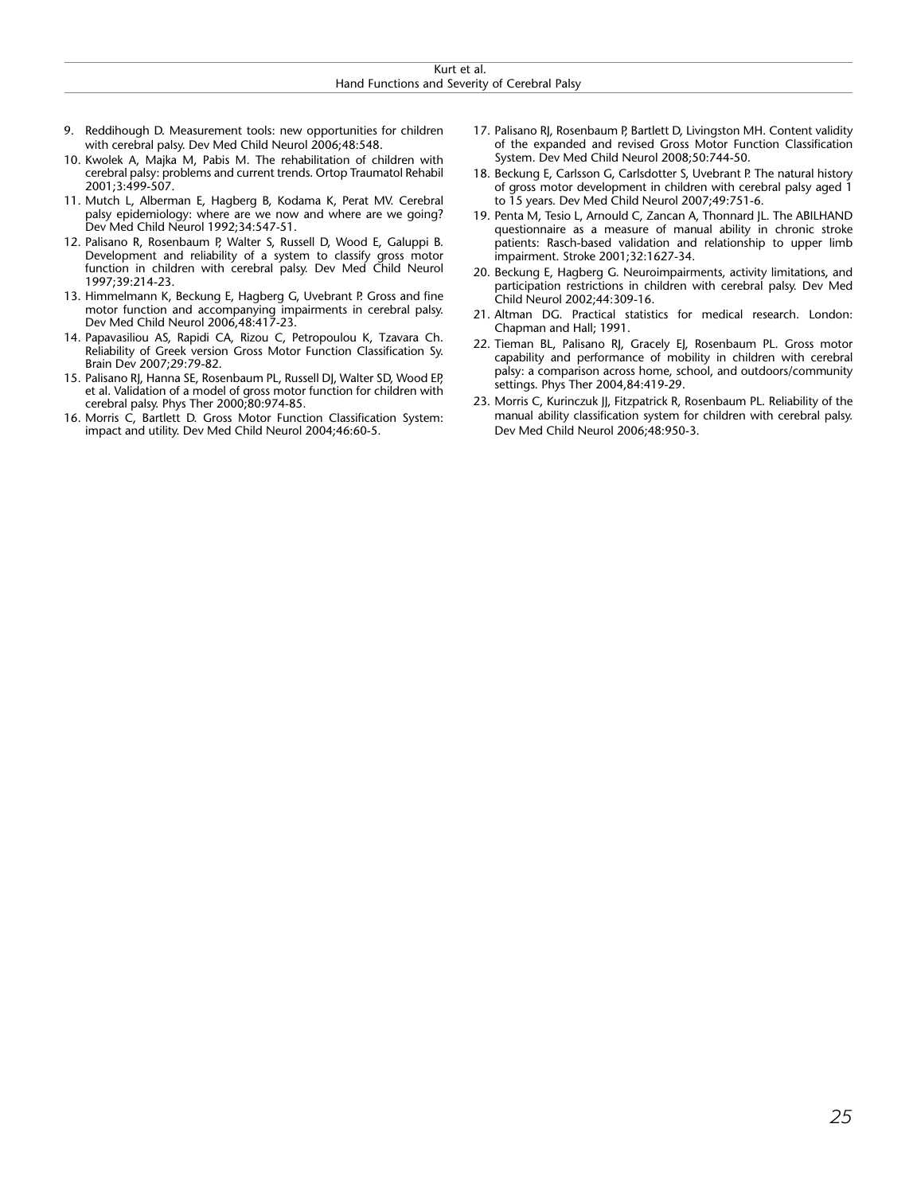9. Reddihough D. Measurement tools: new opportunities for children with cerebral palsy. Dev Med Child Neurol 2006;48:548.
10. Kwolek A, Majka M, Pabis M. The rehabilitation of children with cerebral palsy: problems and current trends. Ortop Traumatol Rehabil 2001;3:499-507.
11. Mutch L, Alberman E, Hagberg B, Kodama K, Perat MV. Cerebral palsy epidemiology: where are we now and where are we going? Dev Med Child Neurol 1992;34:547-51.
12. Palisano R, Rosenbaum P, Walter S, Russell D, Wood E, Galuppi B. Development and reliability of a system to classify gross motor function in children with cerebral palsy. Dev Med Child Neurol 1997;39:214-23.
13. Himmelmann K, Beckung E, Hagberg G, Uvebrant P. Gross and fine motor function and accompanying impairments in cerebral palsy. Dev Med Child Neurol 2006,48:417-23.
14. Papavasiliou AS, Rapidi CA, Rizou C, Petropoulou K, Tzavara Ch. Reliability of Greek version Gross Motor Function Classification Sy. Brain Dev 2007;29:79-82.
15. Palisano RJ, Hanna SE, Rosenbaum PL, Russell DJ, Walter SD, Wood EP, et al. Validation of a model of gross motor function for children with cerebral palsy. Phys Ther 2000;80:974-85.
16. Morris C, Bartlett D. Gross Motor Function Classification System: impact and utility. Dev Med Child Neurol 2004;46:60-5.
17. Palisano RJ, Rosenbaum P, Bartlett D, Livingston MH. Content validity of the expanded and revised Gross Motor Function Classification System. Dev Med Child Neurol 2008;50:744-50.
18. Beckung E, Carlsson G, Carlsdotter S, Uvebrant P. The natural history of gross motor development in children with cerebral palsy aged 1 to 15 years. Dev Med Child Neurol 2007;49:751-6.
19. Penta M, Tesio L, Arnould C, Zancan A, Thonnard JL. The ABILHAND questionnaire as a measure of manual ability in chronic stroke patients: Rasch-based validation and relationship to upper limb impairment. Stroke 2001;32:1627-34.
20. Beckung E, Hagberg G. Neuroimpairments, activity limitations, and participation restrictions in children with cerebral palsy. Dev Med Child Neurol 2002;44:309-16.
21. Altman DG. Practical statistics for medical research. London: Chapman and Hall; 1991.
22. Tieman BL, Palisano RJ, Gracely EJ, Rosenbaum PL. Gross motor capability and performance of mobility in children with cerebral palsy: a comparison across home, school, and outdoors/community settings. Phys Ther 2004,84:419-29.
23. Morris C, Kurinczuk JJ, Fitzpatrick R, Rosenbaum PL. Reliability of the manual ability classification system for children with cerebral palsy. Dev Med Child Neurol 2006;48:950-3.